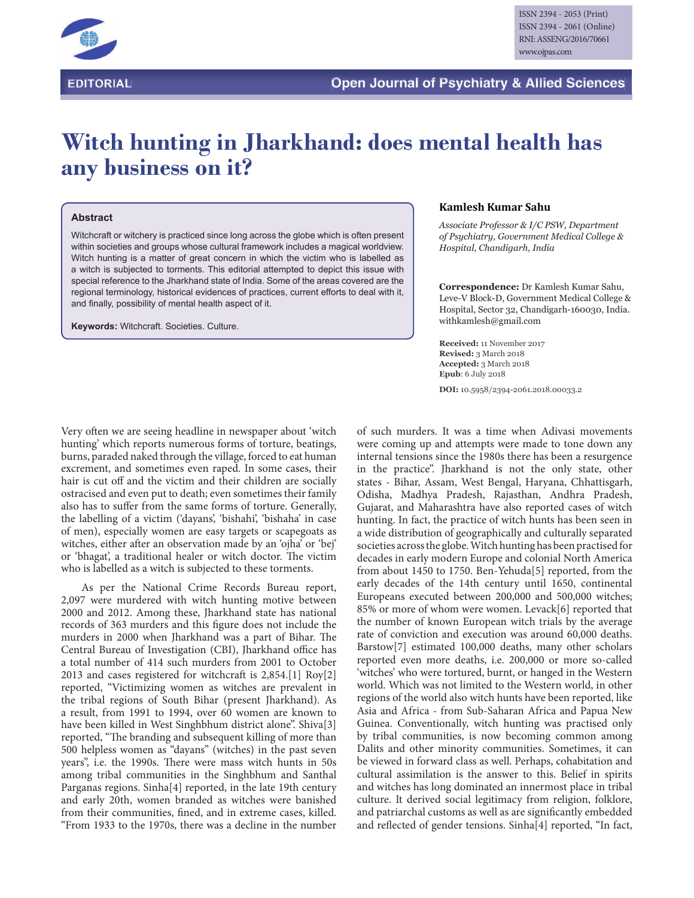EDITORIAL

# Witch hunting in Jharkhand: does mental health has any business on it?

**Kamlesh Kumar Sahu**

*Associate Professor & I/C PSW, Department of Psychiatry, Government Medical College & Hospital, Chandigarh, India*

**Correspondence:** Dr Kamlesh Kumar Sahu, Leve-V Block-D, Government Medical College & Hospital, Sector 32, Chandigarh-160030, India. withkamlesh@gmail.com

**Received:** 11 November 2017
**Revised:** 3 March 2018
**Accepted:** 3 March 2018
**Epub**: 6 July 2018

**DOI:** 10.5958/2394-2061.2018.00033.2

## Abstract

Witchcraft or witchery is practiced since long across the globe which is often present within societies and groups whose cultural framework includes a magical worldview. Witch hunting is a matter of great concern in which the victim who is labelled as a witch is subjected to torments. This editorial attempted to depict this issue with special reference to the Jharkhand state of India. Some of the areas covered are the regional terminology, historical evidences of practices, current efforts to deal with it, and finally, possibility of mental health aspect of it.

**Keywords:** Witchcraft. Societies. Culture.

Very often we are seeing headline in newspaper about 'witch hunting' which reports numerous forms of torture, beatings, burns, paraded naked through the village, forced to eat human excrement, and sometimes even raped. In some cases, their hair is cut off and the victim and their children are socially ostracised and even put to death; even sometimes their family also has to suffer from the same forms of torture. Generally, the labelling of a victim ('dayans', 'bishahi', 'bishaha' in case of men), especially women are easy targets or scapegoats as witches, either after an observation made by an 'ojha' or 'bej' or 'bhagat', a traditional healer or witch doctor. The victim who is labelled as a witch is subjected to these torments.

As per the National Crime Records Bureau report, 2,097 were murdered with witch hunting motive between 2000 and 2012. Among these, Jharkhand state has national records of 363 murders and this figure does not include the murders in 2000 when Jharkhand was a part of Bihar. The Central Bureau of Investigation (CBI), Jharkhand office has a total number of 414 such murders from 2001 to October 2013 and cases registered for witchcraft is 2,854.[1] Roy[2] reported, "Victimizing women as witches are prevalent in the tribal regions of South Bihar (present Jharkhand). As a result, from 1991 to 1994, over 60 women are known to have been killed in West Singhbhum district alone". Shiva[3] reported, "The branding and subsequent killing of more than 500 helpless women as "dayans" (witches) in the past seven years", i.e. the 1990s. There were mass witch hunts in 50s among tribal communities in the Singhbhum and Santhal Parganas regions. Sinha[4] reported, in the late 19th century and early 20th, women branded as witches were banished from their communities, fined, and in extreme cases, killed. "From 1933 to the 1970s, there was a decline in the number of such murders. It was a time when Adivasi movements were coming up and attempts were made to tone down any internal tensions since the 1980s there has been a resurgence in the practice". Jharkhand is not the only state, other states - Bihar, Assam, West Bengal, Haryana, Chhattisgarh, Odisha, Madhya Pradesh, Rajasthan, Andhra Pradesh, Gujarat, and Maharashtra have also reported cases of witch hunting. In fact, the practice of witch hunts has been seen in a wide distribution of geographically and culturally separated societies across the globe. Witch hunting has been practised for decades in early modern Europe and colonial North America from about 1450 to 1750. Ben-Yehuda[5] reported, from the early decades of the 14th century until 1650, continental Europeans executed between 200,000 and 500,000 witches; 85% or more of whom were women. Levack[6] reported that the number of known European witch trials by the average rate of conviction and execution was around 60,000 deaths. Barstow[7] estimated 100,000 deaths, many other scholars reported even more deaths, i.e. 200,000 or more so-called 'witches' who were tortured, burnt, or hanged in the Western world. Which was not limited to the Western world, in other regions of the world also witch hunts have been reported, like Asia and Africa - from Sub-Saharan Africa and Papua New Guinea. Conventionally, witch hunting was practised only by tribal communities, is now becoming common among Dalits and other minority communities. Sometimes, it can be viewed in forward class as well. Perhaps, cohabitation and cultural assimilation is the answer to this. Belief in spirits and witches has long dominated an innermost place in tribal culture. It derived social legitimacy from religion, folklore, and patriarchal customs as well as are significantly embedded and reflected of gender tensions. Sinha[4] reported, "In fact,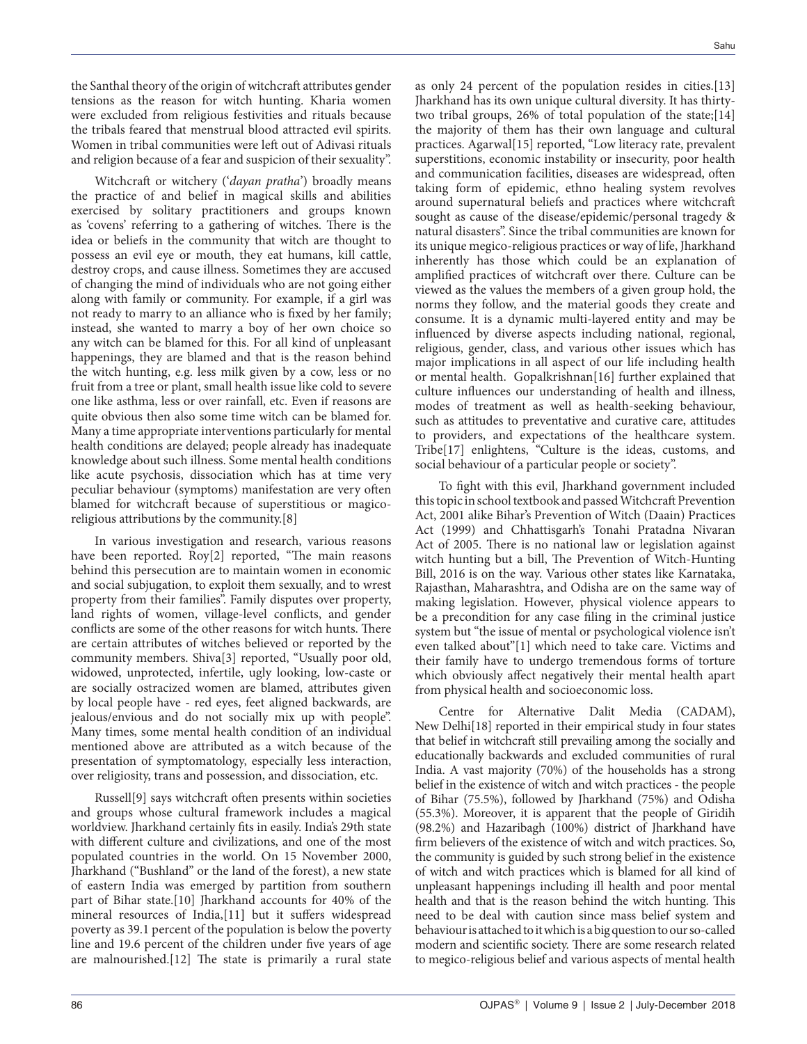the Santhal theory of the origin of witchcraft attributes gender tensions as the reason for witch hunting. Kharia women were excluded from religious festivities and rituals because the tribals feared that menstrual blood attracted evil spirits. Women in tribal communities were left out of Adivasi rituals and religion because of a fear and suspicion of their sexuality".

Witchcraft or witchery ('*dayan pratha*') broadly means the practice of and belief in magical skills and abilities exercised by solitary practitioners and groups known as 'covens' referring to a gathering of witches. There is the idea or beliefs in the community that witch are thought to possess an evil eye or mouth, they eat humans, kill cattle, destroy crops, and cause illness. Sometimes they are accused of changing the mind of individuals who are not going either along with family or community. For example, if a girl was not ready to marry to an alliance who is fixed by her family; instead, she wanted to marry a boy of her own choice so any witch can be blamed for this. For all kind of unpleasant happenings, they are blamed and that is the reason behind the witch hunting, e.g. less milk given by a cow, less or no fruit from a tree or plant, small health issue like cold to severe one like asthma, less or over rainfall, etc. Even if reasons are quite obvious then also some time witch can be blamed for. Many a time appropriate interventions particularly for mental health conditions are delayed; people already has inadequate knowledge about such illness. Some mental health conditions like acute psychosis, dissociation which has at time very peculiar behaviour (symptoms) manifestation are very often blamed for witchcraft because of superstitious or magico-religious attributions by the community.[8]

In various investigation and research, various reasons have been reported. Roy[2] reported, "The main reasons behind this persecution are to maintain women in economic and social subjugation, to exploit them sexually, and to wrest property from their families". Family disputes over property, land rights of women, village-level conflicts, and gender conflicts are some of the other reasons for witch hunts. There are certain attributes of witches believed or reported by the community members. Shiva[3] reported, "Usually poor old, widowed, unprotected, infertile, ugly looking, low-caste or are socially ostracized women are blamed, attributes given by local people have - red eyes, feet aligned backwards, are jealous/envious and do not socially mix up with people". Many times, some mental health condition of an individual mentioned above are attributed as a witch because of the presentation of symptomatology, especially less interaction, over religiosity, trans and possession, and dissociation, etc.

Russell[9] says witchcraft often presents within societies and groups whose cultural framework includes a magical worldview. Jharkhand certainly fits in easily. India's 29th state with different culture and civilizations, and one of the most populated countries in the world. On 15 November 2000, Jharkhand ("Bushland" or the land of the forest), a new state of eastern India was emerged by partition from southern part of Bihar state.[10] Jharkhand accounts for 40% of the mineral resources of India,[11] but it suffers widespread poverty as 39.1 percent of the population is below the poverty line and 19.6 percent of the children under five years of age are malnourished.[12] The state is primarily a rural state as only 24 percent of the population resides in cities.[13] Jharkhand has its own unique cultural diversity. It has thirty-two tribal groups, 26% of total population of the state;[14] the majority of them has their own language and cultural practices. Agarwal[15] reported, "Low literacy rate, prevalent superstitions, economic instability or insecurity, poor health and communication facilities, diseases are widespread, often taking form of epidemic, ethno healing system revolves around supernatural beliefs and practices where witchcraft sought as cause of the disease/epidemic/personal tragedy & natural disasters". Since the tribal communities are known for its unique megico-religious practices or way of life, Jharkhand inherently has those which could be an explanation of amplified practices of witchcraft over there. Culture can be viewed as the values the members of a given group hold, the norms they follow, and the material goods they create and consume. It is a dynamic multi-layered entity and may be influenced by diverse aspects including national, regional, religious, gender, class, and various other issues which has major implications in all aspect of our life including health or mental health. Gopalkrishnan[16] further explained that culture influences our understanding of health and illness, modes of treatment as well as health-seeking behaviour, such as attitudes to preventative and curative care, attitudes to providers, and expectations of the healthcare system. Tribe[17] enlightens, "Culture is the ideas, customs, and social behaviour of a particular people or society".

To fight with this evil, Jharkhand government included this topic in school textbook and passed Witchcraft Prevention Act, 2001 alike Bihar's Prevention of Witch (Daain) Practices Act (1999) and Chhattisgarh's Tonahi Pratadna Nivaran Act of 2005. There is no national law or legislation against witch hunting but a bill, The Prevention of Witch-Hunting Bill, 2016 is on the way. Various other states like Karnataka, Rajasthan, Maharashtra, and Odisha are on the same way of making legislation. However, physical violence appears to be a precondition for any case filing in the criminal justice system but "the issue of mental or psychological violence isn't even talked about"[1] which need to take care. Victims and their family have to undergo tremendous forms of torture which obviously affect negatively their mental health apart from physical health and socioeconomic loss.

Centre for Alternative Dalit Media (CADAM), New Delhi[18] reported in their empirical study in four states that belief in witchcraft still prevailing among the socially and educationally backwards and excluded communities of rural India. A vast majority (70%) of the households has a strong belief in the existence of witch and witch practices - the people of Bihar (75.5%), followed by Jharkhand (75%) and Odisha (55.3%). Moreover, it is apparent that the people of Giridih (98.2%) and Hazaribagh (100%) district of Jharkhand have firm believers of the existence of witch and witch practices. So, the community is guided by such strong belief in the existence of witch and witch practices which is blamed for all kind of unpleasant happenings including ill health and poor mental health and that is the reason behind the witch hunting. This need to be deal with caution since mass belief system and behaviour is attached to it which is a big question to our so-called modern and scientific society. There are some research related to megico-religious belief and various aspects of mental health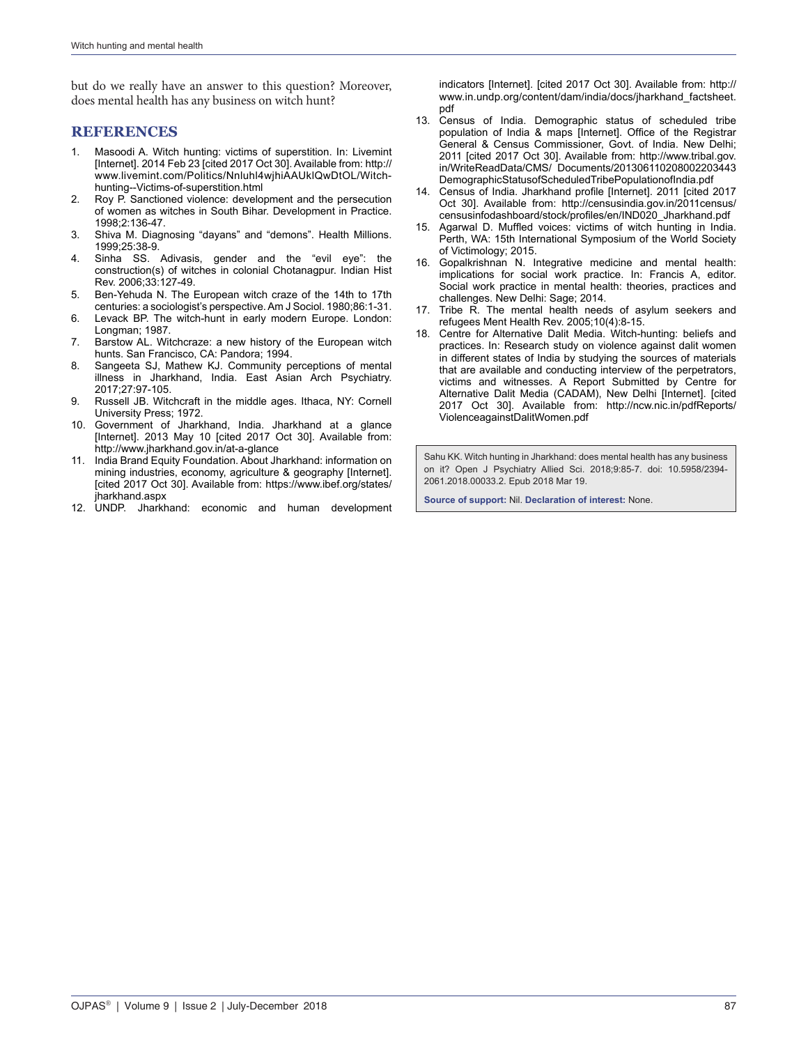but do we really have an answer to this question? Moreover, does mental health has any business on witch hunt?

## REFERENCES

1. Masoodi A. Witch hunting: victims of superstition. In: Livemint [Internet]. 2014 Feb 23 [cited 2017 Oct 30]. Available from: http://www.livemint.com/Politics/NnIuhI4wjhiAAUklQwDtOL/Witch-hunting--Victims-of-superstition.html
2. Roy P. Sanctioned violence: development and the persecution of women as witches in South Bihar. Development in Practice. 1998;2:136-47.
3. Shiva M. Diagnosing "dayans" and "demons". Health Millions. 1999;25:38-9.
4. Sinha SS. Adivasis, gender and the "evil eye": the construction(s) of witches in colonial Chotanagpur. Indian Hist Rev. 2006;33:127-49.
5. Ben-Yehuda N. The European witch craze of the 14th to 17th centuries: a sociologist's perspective. Am J Sociol. 1980;86:1-31.
6. Levack BP. The witch-hunt in early modern Europe. London: Longman; 1987.
7. Barstow AL. Witchcraze: a new history of the European witch hunts. San Francisco, CA: Pandora; 1994.
8. Sangeeta SJ, Mathew KJ. Community perceptions of mental illness in Jharkhand, India. East Asian Arch Psychiatry. 2017;27:97-105.
9. Russell JB. Witchcraft in the middle ages. Ithaca, NY: Cornell University Press; 1972.
10. Government of Jharkhand, India. Jharkhand at a glance [Internet]. 2013 May 10 [cited 2017 Oct 30]. Available from: http://www.jharkhand.gov.in/at-a-glance
11. India Brand Equity Foundation. About Jharkhand: information on mining industries, economy, agriculture & geography [Internet]. [cited 2017 Oct 30]. Available from: https://www.ibef.org/states/jharkhand.aspx
12. UNDP. Jharkhand: economic and human development indicators [Internet]. [cited 2017 Oct 30]. Available from: http://www.in.undp.org/content/dam/india/docs/jharkhand_factsheet.pdf
13. Census of India. Demographic status of scheduled tribe population of India & maps [Internet]. Office of the Registrar General & Census Commissioner, Govt. of India. New Delhi; 2011 [cited 2017 Oct 30]. Available from: http://www.tribal.gov.in/WriteReadData/CMS/ Documents/201306110208002203443DemographicStatusofScheduledTribePopulationofIndia.pdf
14. Census of India. Jharkhand profile [Internet]. 2011 [cited 2017 Oct 30]. Available from: http://censusindia.gov.in/2011census/censusinfodashboard/stock/profiles/en/IND020_Jharkhand.pdf
15. Agarwal D. Muffled voices: victims of witch hunting in India. Perth, WA: 15th International Symposium of the World Society of Victimology; 2015.
16. Gopalkrishnan N. Integrative medicine and mental health: implications for social work practice. In: Francis A, editor. Social work practice in mental health: theories, practices and challenges. New Delhi: Sage; 2014.
17. Tribe R. The mental health needs of asylum seekers and refugees Ment Health Rev. 2005;10(4):8-15.
18. Centre for Alternative Dalit Media. Witch-hunting: beliefs and practices. In: Research study on violence against dalit women in different states of India by studying the sources of materials that are available and conducting interview of the perpetrators, victims and witnesses. A Report Submitted by Centre for Alternative Dalit Media (CADAM), New Delhi [Internet]. [cited 2017 Oct 30]. Available from: http://ncw.nic.in/pdfReports/ViolenceagainstDalitWomen.pdf

Sahu KK. Witch hunting in Jharkhand: does mental health has any business on it? Open J Psychiatry Allied Sci. 2018;9:85-7. doi: 10.5958/2394-2061.2018.00033.2. Epub 2018 Mar 19.

**Source of support:** Nil. **Declaration of interest:** None.